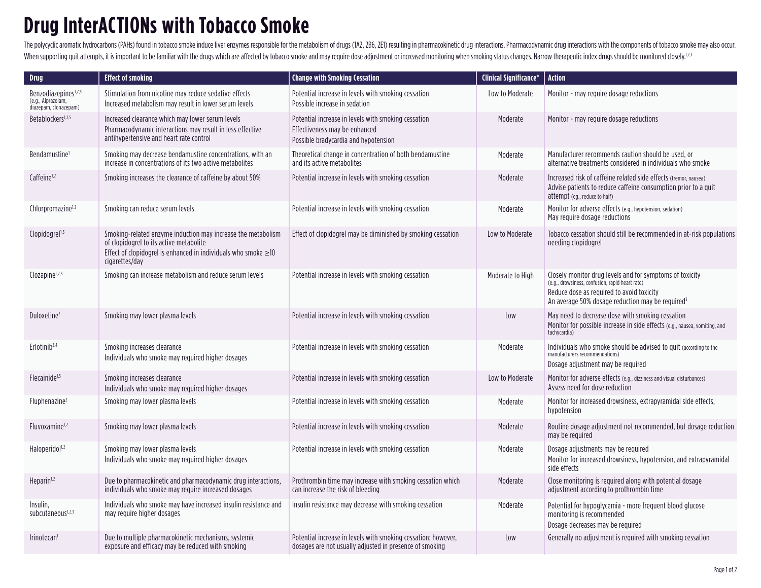# Drug InterACTIONs with Tobacco Smoke

The polycyclic aromatic hydrocarbons (PAHs) found in tobacco smoke induce liver enzymes responsible for the metabolism of drugs (1A2, 2B6, 2E1) resulting in pharmacokinetic drug interactions. Pharmacodynamic drug interactions with the components of tobacco smoke may also occur. When supporting quit attempts, it is important to be familiar with the drugs which are affected by tobacco smoke and may require dose adjustment or increased monitoring when smoking status changes. Narrow therapeutic index drugs should be monitored closely.[1,2,3]

| Drug | Effect of smoking | Change with Smoking Cessation | Clinical Significance* | Action |
|---|---|---|---|---|
| Benzodiazepines[1,2,5] (e.g., Alprazolam, diazepam, clonazepam) | Stimulation from nicotine may reduce sedative effects<br>Increased metabolism may result in lower serum levels | Potential increase in levels with smoking cessation<br>Possible increase in sedation | Low to Moderate | Monitor - may require dosage reductions |
| Betablockers[1,2,5] | Increased clearance which may lower serum levels<br>Pharmacodynamic interactions may result in less effective antihypertensive and heart rate control | Potential increase in levels with smoking cessation<br>Effectiveness may be enhanced<br>Possible bradycardia and hypotension | Moderate | Monitor - may require dosage reductions |
| Bendamustine[1] | Smoking may decrease bendamustine concentrations, with an increase in concentrations of its two active metabolites | Theoretical change in concentration of both bendamustine and its active metabolites | Moderate | Manufacturer recommends caution should be used, or alternative treatments considered in individuals who smoke |
| Caffeine[1,2] | Smoking increases the clearance of caffeine by about 50% | Potential increase in levels with smoking cessation | Moderate | Increased risk of caffeine related side effects (tremor, nausea)<br>Advise patients to reduce caffeine consumption prior to a quit attempt (eg., reduce to half) |
| Chlorpromazine[1,2] | Smoking can reduce serum levels | Potential increase in levels with smoking cessation | Moderate | Monitor for adverse effects (e.g., hypotension, sedation)<br>May require dosage reductions |
| Clopidogrel[1,3] | Smoking-related enzyme induction may increase the metabolism of clopidogrel to its active metabolite<br>Effect of clopidogrel is enhanced in individuals who smoke ≥10 cigarettes/day | Effect of clopidogrel may be diminished by smoking cessation | Low to Moderate | Tobacco cessation should still be recommended in at-risk populations needing clopidogrel |
| Clozapine[1,2,3] | Smoking can increase metabolism and reduce serum levels | Potential increase in levels with smoking cessation | Moderate to High | Closely monitor drug levels and for symptoms of toxicity (e.g., drowsiness, confusion, rapid heart rate)<br>Reduce dose as required to avoid toxicity<br>An average 50% dosage reduction may be required[3] |
| Duloxetine[2] | Smoking may lower plasma levels | Potential increase in levels with smoking cessation | Low | May need to decrease dose with smoking cessation<br>Monitor for possible increase in side effects (e.g., nausea, vomiting, and tachycardia) |
| Erlotinib[2,4] | Smoking increases clearance<br>Individuals who smoke may required higher dosages | Potential increase in levels with smoking cessation | Moderate | Individuals who smoke should be advised to quit (according to the manufacturers recommendations)<br>Dosage adjustment may be required |
| Flecainide[1,5] | Smoking increases clearance<br>Individuals who smoke may required higher dosages | Potential increase in levels with smoking cessation | Low to Moderate | Monitor for adverse effects (e.g., dizziness and visual disturbances)<br>Assess need for dose reduction |
| Fluphenazine[2] | Smoking may lower plasma levels | Potential increase in levels with smoking cessation | Moderate | Monitor for increased drowsiness, extrapyramidal side effects, hypotension |
| Fluvoxamine[1,2] | Smoking may lower plasma levels | Potential increase in levels with smoking cessation | Moderate | Routine dosage adjustment not recommended, but dosage reduction may be required |
| Haloperidol[1,2] | Smoking may lower plasma levels<br>Individuals who smoke may required higher dosages | Potential increase in levels with smoking cessation | Moderate | Dosage adjustments may be required<br>Monitor for increased drowsiness, hypotension, and extrapyramidal side effects |
| Heparin[1,2] | Due to pharmacokinetic and pharmacodynamic drug interactions, individuals who smoke may require increased dosages | Prothrombin time may increase with smoking cessation which can increase the risk of bleeding | Moderate | Close monitoring is required along with potential dosage adjustment according to prothrombin time |
| Insulin, subcutaneous[1,2,3] | Individuals who smoke may have increased insulin resistance and may require higher dosages | Insulin resistance may decrease with smoking cessation | Moderate | Potential for hypoglycemia - more frequent blood glucose monitoring is recommended<br>Dosage decreases may be required |
| Irinotecan[1] | Due to multiple pharmacokinetic mechanisms, systemic exposure and efficacy may be reduced with smoking | Potential increase in levels with smoking cessation; however, dosages are not usually adjusted in presence of smoking | Low | Generally no adjustment is required with smoking cessation |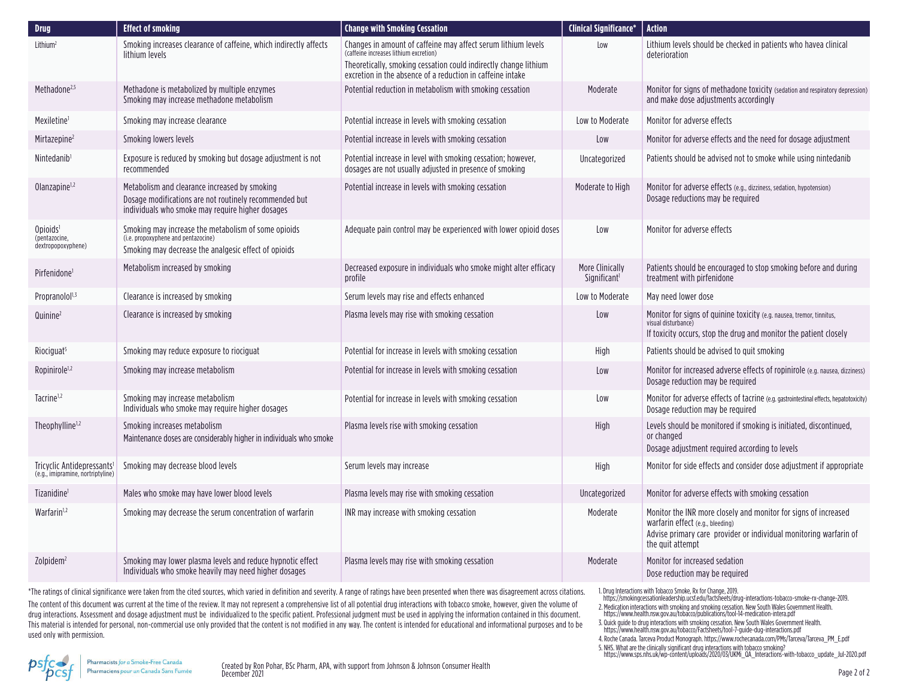| Drug | Effect of smoking | Change with Smoking Cessation | Clinical Significance* | Action |
| --- | --- | --- | --- | --- |
| Lithium[2] | Smoking increases clearance of caffeine, which indirectly affects lithium levels | Changes in amount of caffeine may affect serum lithium levels (caffeine increases lithium excretion)<br>Theoretically, smoking cessation could indirectly change lithium excretion in the absence of a reduction in caffeine intake | Low | Lithium levels should be checked in patients who havea clinical deterioration |
| Methadone[2,5] | Methadone is metabolized by multiple enzymes<br>Smoking may increase methadone metabolism | Potential reduction in metabolism with smoking cessation | Moderate | Monitor for signs of methadone toxicity (sedation and respiratory depression) and make dose adjustments accordingly |
| Mexiletine[1] | Smoking may increase clearance | Potential increase in levels with smoking cessation | Low to Moderate | Monitor for adverse effects |
| Mirtazepine[2] | Smoking lowers levels | Potential increase in levels with smoking cessation | Low | Monitor for adverse effects and the need for dosage adjustment |
| Nintedanib[1] | Exposure is reduced by smoking but dosage adjustment is not recommended | Potential increase in level with smoking cessation; however, dosages are not usually adjusted in presence of smoking | Uncategorized | Patients should be advised not to smoke while using nintedanib |
| Olanzapine[1,2] | Metabolism and clearance increased by smoking<br>Dosage modifications are not routinely recommended but individuals who smoke may require higher dosages | Potential increase in levels with smoking cessation | Moderate to High | Monitor for adverse effects (e.g., dizziness, sedation, hypotension)<br>Dosage reductions may be required |
| Opioids[1] (pentazocine, dextropopoxyphene) | Smoking may increase the metabolism of some opioids (i.e. propoxyphene and pentazocine)<br>Smoking may decrease the analgesic effect of opioids | Adequate pain control may be experienced with lower opioid doses | Low | Monitor for adverse effects |
| Pirfenidone[1] | Metabolism increased by smoking | Decreased exposure in individuals who smoke might alter efficacy profile | More Clinically Significant[1] | Patients should be encouraged to stop smoking before and during treatment with pirfenidone |
| Propranolol[1,3] | Clearance is increased by smoking | Serum levels may rise and effects enhanced | Low to Moderate | May need lower dose |
| Quinine[2] | Clearance is increased by smoking | Plasma levels may rise with smoking cessation | Low | Monitor for signs of quinine toxicity (e.g. nausea, tremor, tinnitus, visual disturbance)<br>If toxicity occurs, stop the drug and monitor the patient closely |
| Riociguat[5] | Smoking may reduce exposure to riociguat | Potential for increase in levels with smoking cessation | High | Patients should be advised to quit smoking |
| Ropinirole[1,2] | Smoking may increase metabolism | Potential for increase in levels with smoking cessation | Low | Monitor for increased adverse effects of ropinirole (e.g. nausea, dizziness)<br>Dosage reduction may be required |
| Tacrine[1,2] | Smoking may increase metabolism<br>Individuals who smoke may require higher dosages | Potential for increase in levels with smoking cessation | Low | Monitor for adverse effects of tacrine (e.g. gastrointestinal effects, hepatotoxicity)<br>Dosage reduction may be required |
| Theophylline[1,2] | Smoking increases metabolism<br>Maintenance doses are considerably higher in individuals who smoke | Plasma levels rise with smoking cessation | High | Levels should be monitored if smoking is initiated, discontinued, or changed<br>Dosage adjustment required according to levels |
| Tricyclic Antidepressants[1] (e.g., imipramine, nortriptyline) | Smoking may decrease blood levels | Serum levels may increase | High | Monitor for side effects and consider dose adjustment if appropriate |
| Tizanidine[1] | Males who smoke may have lower blood levels | Plasma levels may rise with smoking cessation | Uncategorized | Monitor for adverse effects with smoking cessation |
| Warfarin[1,2] | Smoking may decrease the serum concentration of warfarin | INR may increase with smoking cessation | Moderate | Monitor the INR more closely and monitor for signs of increased warfarin effect (e.g., bleeding)<br>Advise primary care provider or individual monitoring warfarin of the quit attempt |
| Zolpidem[2] | Smoking may lower plasma levels and reduce hypnotic effect<br>Individuals who smoke heavily may need higher dosages | Plasma levels may rise with smoking cessation | Moderate | Monitor for increased sedation<br>Dose reduction may be required |

*The ratings of clinical significance were taken from the cited sources, which varied in definition and severity. A range of ratings have been presented when there was disagreement across citations.

The content of this document was current at the time of the review. It may not represent a comprehensive list of all potential drug interactions with tobacco smoke, however, given the volume of drug interactions. Assessment and dosage adjustment must be individualized to the specific patient. Professional judgment must be used in applying the information contained in this document. This material is intended for personal, non-commercial use only provided that the content is not modified in any way. The content is intended for educational and informational purposes and to be used only with permission.

1. Drug Interactions with Tobacco Smoke, Rx for Change, 2019. https://smokingcessationleadership.ucsf.edu/factsheets/drug-interactions-tobacco-smoke-rx-change-2019.
2. Medication interactions with smoking and smoking cessation. New South Wales Government Health. https://www.health.nsw.gov.au/tobacco/publications/tool-14-medication-intera.pdf
3. Quick guide to drug interactions with smoking cessation. New South Wales Government Health. https://www.health.nsw.gov.au/tobacco/Factsheets/tool-7-guide-drug-interactions.pdf
4. Roche Canada. Tarceva Product Monograph. https://www.rochecanada.com/PMs/Tarceva/Tarceva_PM_E.pdf
5. NHS. What are the clinically significant drug interactions with tobacco smoking? https://www.sps.nhs.uk/wp-content/uploads/2020/03/UKMi_QA_Interactions-with-tobacco_update_Jul-2020.pdf

Pharmacists *for a* Smoke-Free Canada
Pharmaciens *pour un* Canada Sans Fumée

Created by Ron Pohar, BSc Pharm, APA, with support from Johnson & Johnson Consumer Health
December 2021